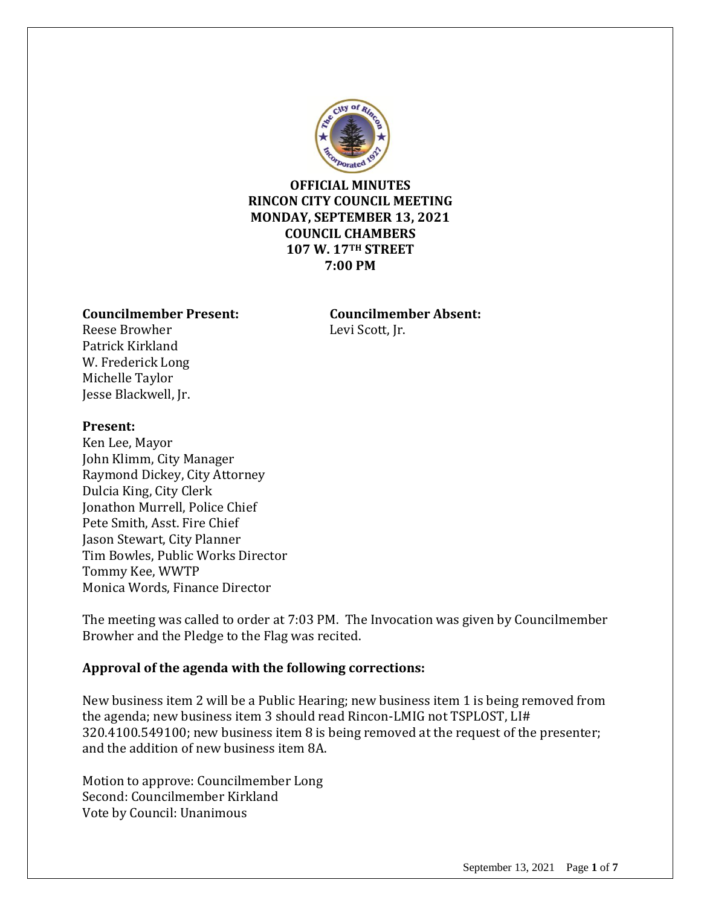**OFFICIAL MINUTES**
**RINCON CITY COUNCIL MEETING**
**MONDAY, SEPTEMBER 13, 2021**
**COUNCIL CHAMBERS**
**107 W. 17TH STREET**
**7:00 PM**

**Councilmember Present:**
Reese Browher
Patrick Kirkland
W. Frederick Long
Michelle Taylor
Jesse Blackwell, Jr.

**Councilmember Absent:**
Levi Scott, Jr.

**Present:**
Ken Lee, Mayor
John Klimm, City Manager
Raymond Dickey, City Attorney
Dulcia King, City Clerk
Jonathon Murrell, Police Chief
Pete Smith, Asst. Fire Chief
Jason Stewart, City Planner
Tim Bowles, Public Works Director
Tommy Kee, WWTP
Monica Words, Finance Director

The meeting was called to order at 7:03 PM. The Invocation was given by Councilmember Browher and the Pledge to the Flag was recited.

**Approval of the agenda with the following corrections:**

New business item 2 will be a Public Hearing; new business item 1 is being removed from the agenda; new business item 3 should read Rincon-LMIG not TSPLOST, LI# 320.4100.549100; new business item 8 is being removed at the request of the presenter; and the addition of new business item 8A.

Motion to approve: Councilmember Long
Second: Councilmember Kirkland
Vote by Council: Unanimous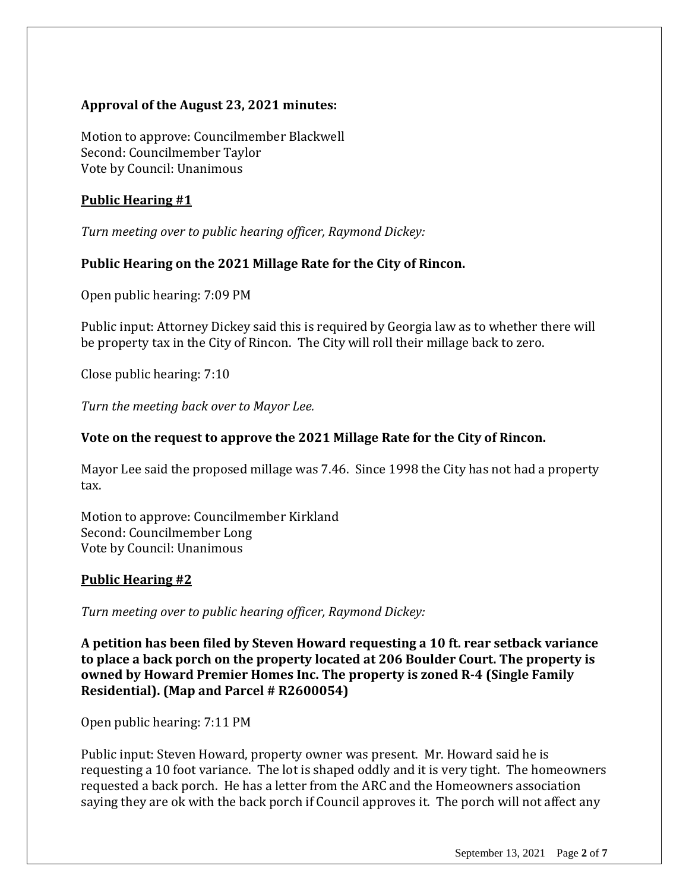**Approval of the August 23, 2021 minutes:**

Motion to approve: Councilmember Blackwell
Second: Councilmember Taylor
Vote by Council: Unanimous

**Public Hearing #1**

*Turn meeting over to public hearing officer, Raymond Dickey:*

**Public Hearing on the 2021 Millage Rate for the City of Rincon.**

Open public hearing: 7:09 PM

Public input: Attorney Dickey said this is required by Georgia law as to whether there will be property tax in the City of Rincon. The City will roll their millage back to zero.

Close public hearing: 7:10

*Turn the meeting back over to Mayor Lee.*

**Vote on the request to approve the 2021 Millage Rate for the City of Rincon.**

Mayor Lee said the proposed millage was 7.46. Since 1998 the City has not had a property tax.

Motion to approve: Councilmember Kirkland
Second: Councilmember Long
Vote by Council: Unanimous

**Public Hearing #2**

*Turn meeting over to public hearing officer, Raymond Dickey:*

**A petition has been filed by Steven Howard requesting a 10 ft. rear setback variance to place a back porch on the property located at 206 Boulder Court. The property is owned by Howard Premier Homes Inc. The property is zoned R-4 (Single Family Residential). (Map and Parcel # R2600054)**

Open public hearing: 7:11 PM

Public input: Steven Howard, property owner was present. Mr. Howard said he is requesting a 10 foot variance. The lot is shaped oddly and it is very tight. The homeowners requested a back porch. He has a letter from the ARC and the Homeowners association saying they are ok with the back porch if Council approves it. The porch will not affect any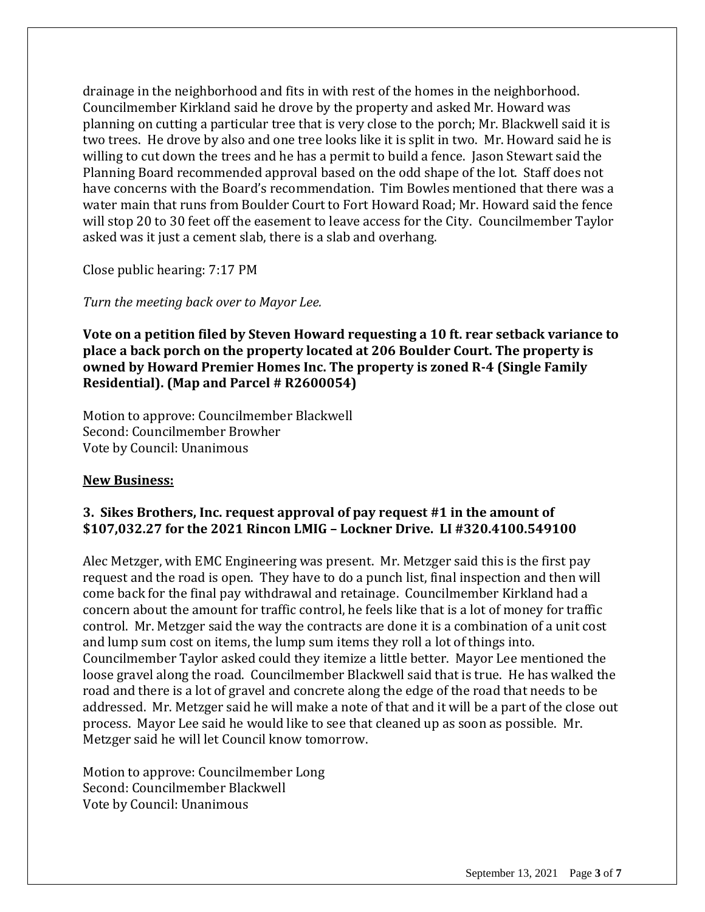drainage in the neighborhood and fits in with rest of the homes in the neighborhood. Councilmember Kirkland said he drove by the property and asked Mr. Howard was planning on cutting a particular tree that is very close to the porch; Mr. Blackwell said it is two trees. He drove by also and one tree looks like it is split in two. Mr. Howard said he is willing to cut down the trees and he has a permit to build a fence. Jason Stewart said the Planning Board recommended approval based on the odd shape of the lot. Staff does not have concerns with the Board's recommendation. Tim Bowles mentioned that there was a water main that runs from Boulder Court to Fort Howard Road; Mr. Howard said the fence will stop 20 to 30 feet off the easement to leave access for the City. Councilmember Taylor asked was it just a cement slab, there is a slab and overhang.

Close public hearing: 7:17 PM

*Turn the meeting back over to Mayor Lee.*

**Vote on a petition filed by Steven Howard requesting a 10 ft. rear setback variance to place a back porch on the property located at 206 Boulder Court. The property is owned by Howard Premier Homes Inc. The property is zoned R-4 (Single Family Residential). (Map and Parcel # R2600054)**

Motion to approve: Councilmember Blackwell
Second: Councilmember Browher
Vote by Council: Unanimous

**<u>New Business:</u>**

**3. Sikes Brothers, Inc. request approval of pay request #1 in the amount of $107,032.27 for the 2021 Rincon LMIG – Lockner Drive. LI #320.4100.549100**

Alec Metzger, with EMC Engineering was present. Mr. Metzger said this is the first pay request and the road is open. They have to do a punch list, final inspection and then will come back for the final pay withdrawal and retainage. Councilmember Kirkland had a concern about the amount for traffic control, he feels like that is a lot of money for traffic control. Mr. Metzger said the way the contracts are done it is a combination of a unit cost and lump sum cost on items, the lump sum items they roll a lot of things into. Councilmember Taylor asked could they itemize a little better. Mayor Lee mentioned the loose gravel along the road. Councilmember Blackwell said that is true. He has walked the road and there is a lot of gravel and concrete along the edge of the road that needs to be addressed. Mr. Metzger said he will make a note of that and it will be a part of the close out process. Mayor Lee said he would like to see that cleaned up as soon as possible. Mr. Metzger said he will let Council know tomorrow.

Motion to approve: Councilmember Long
Second: Councilmember Blackwell
Vote by Council: Unanimous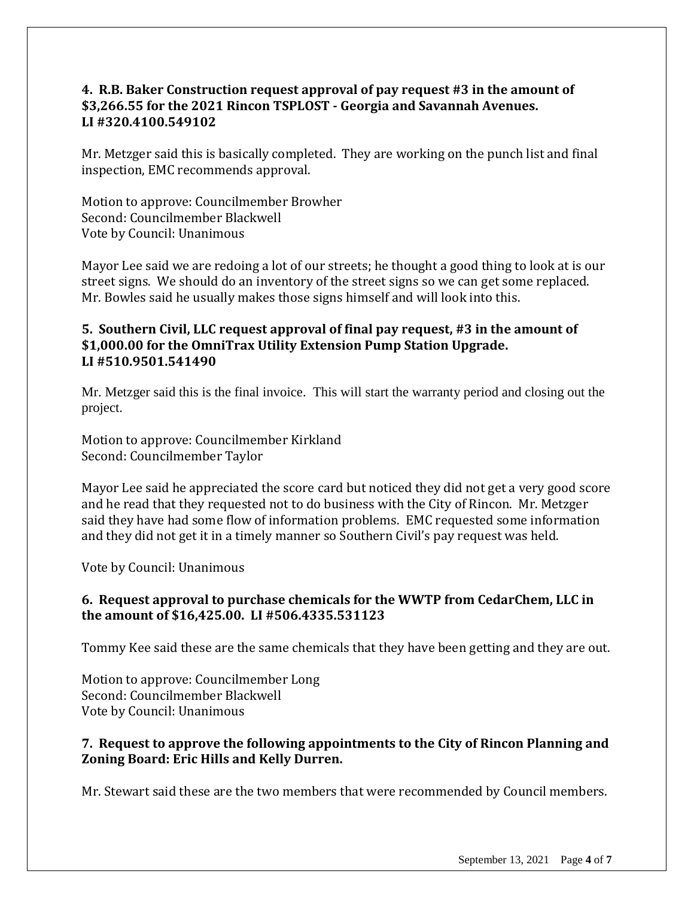**4. R.B. Baker Construction request approval of pay request #3 in the amount of $3,266.55 for the 2021 Rincon TSPLOST - Georgia and Savannah Avenues. LI #320.4100.549102**

Mr. Metzger said this is basically completed. They are working on the punch list and final inspection, EMC recommends approval.

Motion to approve: Councilmember Browher
Second: Councilmember Blackwell
Vote by Council: Unanimous

Mayor Lee said we are redoing a lot of our streets; he thought a good thing to look at is our street signs. We should do an inventory of the street signs so we can get some replaced. Mr. Bowles said he usually makes those signs himself and will look into this.

**5. Southern Civil, LLC request approval of final pay request, #3 in the amount of $1,000.00 for the OmniTrax Utility Extension Pump Station Upgrade. LI #510.9501.541490**

Mr. Metzger said this is the final invoice. This will start the warranty period and closing out the project.

Motion to approve: Councilmember Kirkland
Second: Councilmember Taylor

Mayor Lee said he appreciated the score card but noticed they did not get a very good score and he read that they requested not to do business with the City of Rincon. Mr. Metzger said they have had some flow of information problems. EMC requested some information and they did not get it in a timely manner so Southern Civil's pay request was held.

Vote by Council: Unanimous

**6. Request approval to purchase chemicals for the WWTP from CedarChem, LLC in the amount of $16,425.00. LI #506.4335.531123**

Tommy Kee said these are the same chemicals that they have been getting and they are out.

Motion to approve: Councilmember Long
Second: Councilmember Blackwell
Vote by Council: Unanimous

**7. Request to approve the following appointments to the City of Rincon Planning and Zoning Board: Eric Hills and Kelly Durren.**

Mr. Stewart said these are the two members that were recommended by Council members.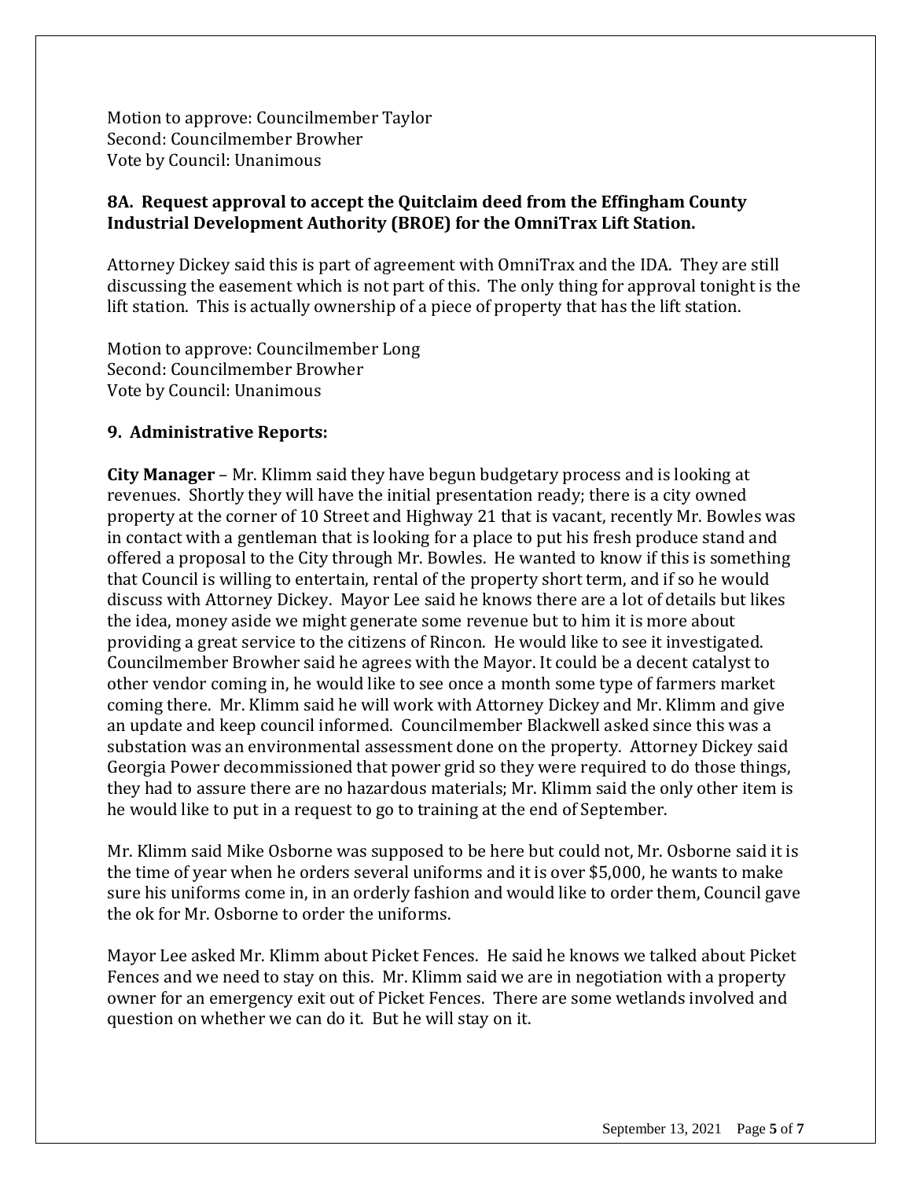Motion to approve: Councilmember Taylor
Second: Councilmember Browher
Vote by Council: Unanimous

**8A. Request approval to accept the Quitclaim deed from the Effingham County Industrial Development Authority (BROE) for the OmniTrax Lift Station.**

Attorney Dickey said this is part of agreement with OmniTrax and the IDA. They are still discussing the easement which is not part of this. The only thing for approval tonight is the lift station. This is actually ownership of a piece of property that has the lift station.

Motion to approve: Councilmember Long
Second: Councilmember Browher
Vote by Council: Unanimous

**9. Administrative Reports:**

**City Manager** – Mr. Klimm said they have begun budgetary process and is looking at revenues. Shortly they will have the initial presentation ready; there is a city owned property at the corner of 10 Street and Highway 21 that is vacant, recently Mr. Bowles was in contact with a gentleman that is looking for a place to put his fresh produce stand and offered a proposal to the City through Mr. Bowles. He wanted to know if this is something that Council is willing to entertain, rental of the property short term, and if so he would discuss with Attorney Dickey. Mayor Lee said he knows there are a lot of details but likes the idea, money aside we might generate some revenue but to him it is more about providing a great service to the citizens of Rincon. He would like to see it investigated. Councilmember Browher said he agrees with the Mayor. It could be a decent catalyst to other vendor coming in, he would like to see once a month some type of farmers market coming there. Mr. Klimm said he will work with Attorney Dickey and Mr. Klimm and give an update and keep council informed. Councilmember Blackwell asked since this was a substation was an environmental assessment done on the property. Attorney Dickey said Georgia Power decommissioned that power grid so they were required to do those things, they had to assure there are no hazardous materials; Mr. Klimm said the only other item is he would like to put in a request to go to training at the end of September.

Mr. Klimm said Mike Osborne was supposed to be here but could not, Mr. Osborne said it is the time of year when he orders several uniforms and it is over $5,000, he wants to make sure his uniforms come in, in an orderly fashion and would like to order them, Council gave the ok for Mr. Osborne to order the uniforms.

Mayor Lee asked Mr. Klimm about Picket Fences. He said he knows we talked about Picket Fences and we need to stay on this. Mr. Klimm said we are in negotiation with a property owner for an emergency exit out of Picket Fences. There are some wetlands involved and question on whether we can do it. But he will stay on it.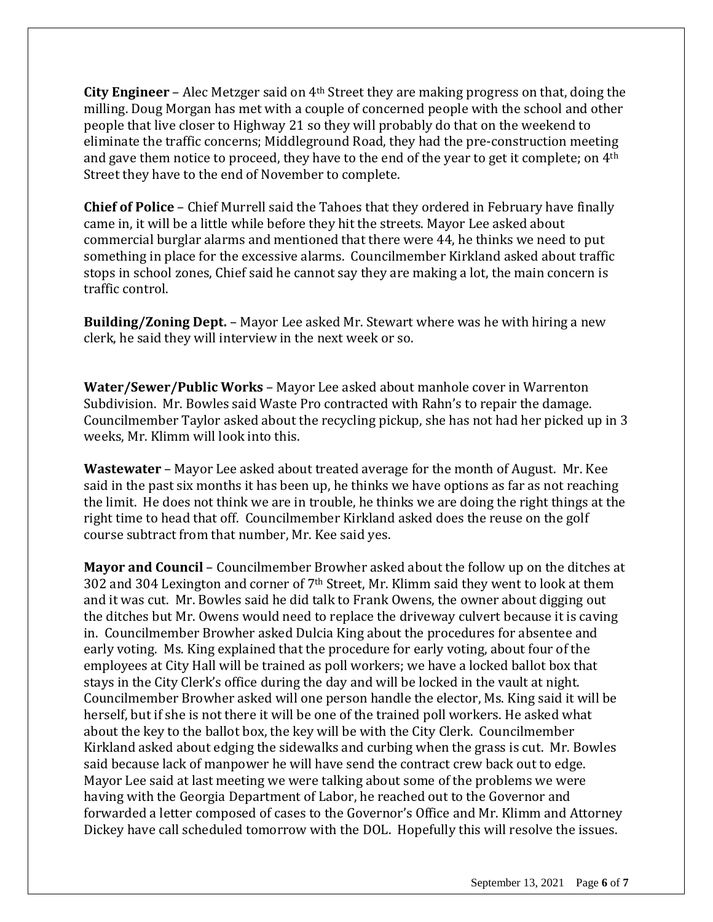**City Engineer** – Alec Metzger said on 4th Street they are making progress on that, doing the milling. Doug Morgan has met with a couple of concerned people with the school and other people that live closer to Highway 21 so they will probably do that on the weekend to eliminate the traffic concerns; Middleground Road, they had the pre-construction meeting and gave them notice to proceed, they have to the end of the year to get it complete; on 4th Street they have to the end of November to complete.

**Chief of Police** – Chief Murrell said the Tahoes that they ordered in February have finally came in, it will be a little while before they hit the streets. Mayor Lee asked about commercial burglar alarms and mentioned that there were 44, he thinks we need to put something in place for the excessive alarms. Councilmember Kirkland asked about traffic stops in school zones, Chief said he cannot say they are making a lot, the main concern is traffic control.

**Building/Zoning Dept.** – Mayor Lee asked Mr. Stewart where was he with hiring a new clerk, he said they will interview in the next week or so.

**Water/Sewer/Public Works** – Mayor Lee asked about manhole cover in Warrenton Subdivision. Mr. Bowles said Waste Pro contracted with Rahn's to repair the damage. Councilmember Taylor asked about the recycling pickup, she has not had her picked up in 3 weeks, Mr. Klimm will look into this.

**Wastewater** – Mayor Lee asked about treated average for the month of August. Mr. Kee said in the past six months it has been up, he thinks we have options as far as not reaching the limit. He does not think we are in trouble, he thinks we are doing the right things at the right time to head that off. Councilmember Kirkland asked does the reuse on the golf course subtract from that number, Mr. Kee said yes.

**Mayor and Council** – Councilmember Browher asked about the follow up on the ditches at 302 and 304 Lexington and corner of 7th Street, Mr. Klimm said they went to look at them and it was cut. Mr. Bowles said he did talk to Frank Owens, the owner about digging out the ditches but Mr. Owens would need to replace the driveway culvert because it is caving in. Councilmember Browher asked Dulcia King about the procedures for absentee and early voting. Ms. King explained that the procedure for early voting, about four of the employees at City Hall will be trained as poll workers; we have a locked ballot box that stays in the City Clerk's office during the day and will be locked in the vault at night. Councilmember Browher asked will one person handle the elector, Ms. King said it will be herself, but if she is not there it will be one of the trained poll workers. He asked what about the key to the ballot box, the key will be with the City Clerk. Councilmember Kirkland asked about edging the sidewalks and curbing when the grass is cut. Mr. Bowles said because lack of manpower he will have send the contract crew back out to edge. Mayor Lee said at last meeting we were talking about some of the problems we were having with the Georgia Department of Labor, he reached out to the Governor and forwarded a letter composed of cases to the Governor's Office and Mr. Klimm and Attorney Dickey have call scheduled tomorrow with the DOL. Hopefully this will resolve the issues.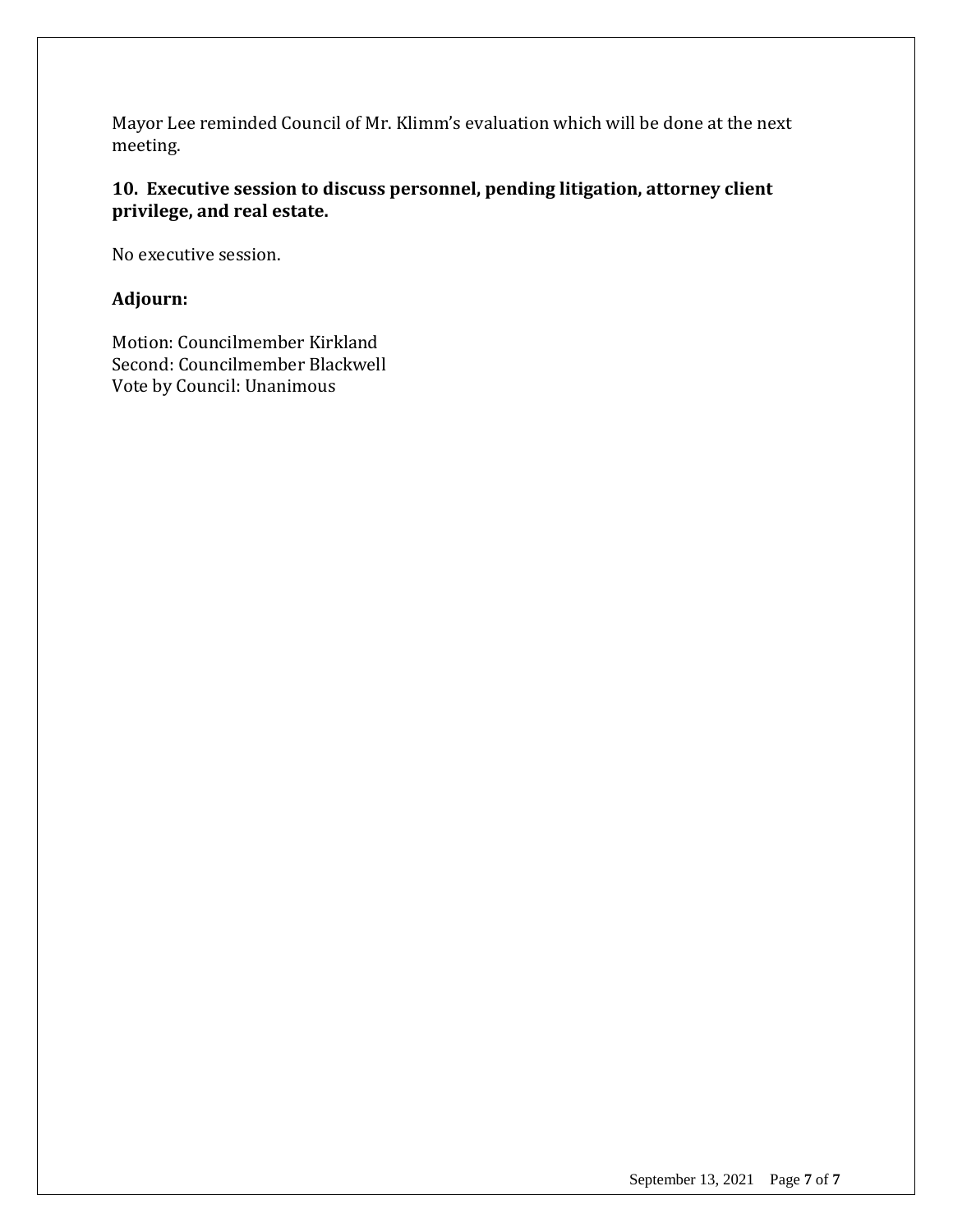Mayor Lee reminded Council of Mr. Klimm's evaluation which will be done at the next meeting.

**10. Executive session to discuss personnel, pending litigation, attorney client privilege, and real estate.**

No executive session.

**Adjourn:**

Motion: Councilmember Kirkland
Second: Councilmember Blackwell
Vote by Council: Unanimous